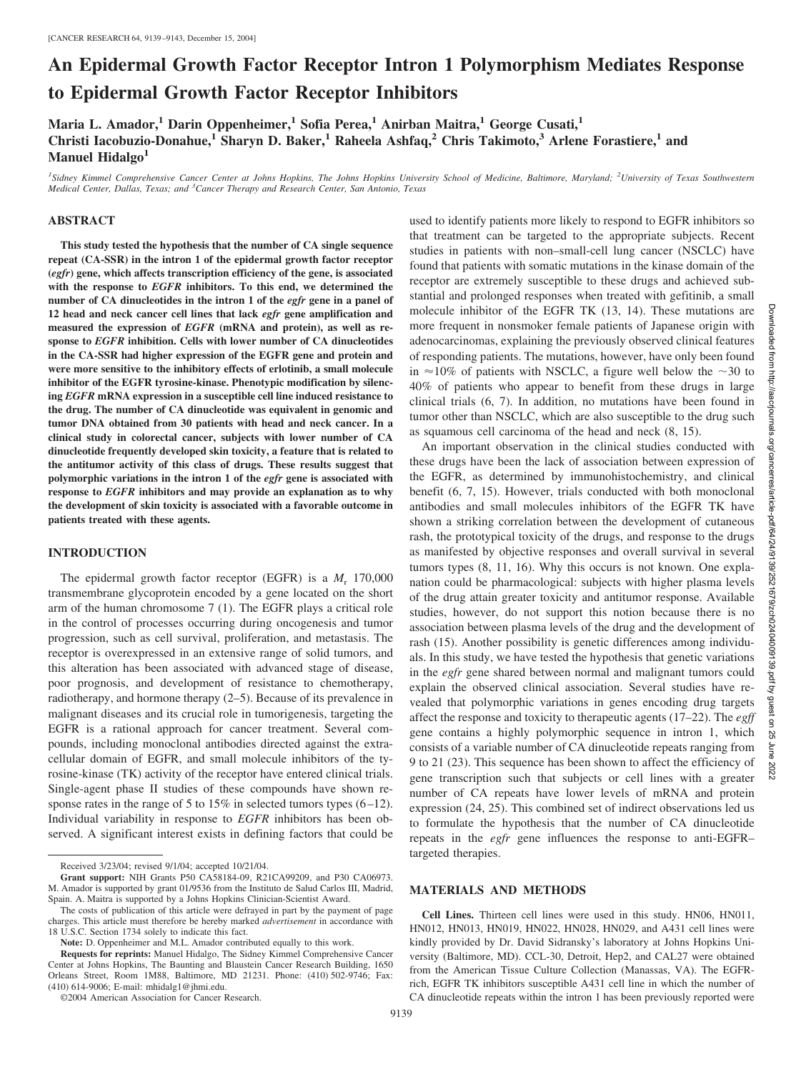# An Epidermal Growth Factor Receptor Intron 1 Polymorphism Mediates Response to Epidermal Growth Factor Receptor Inhibitors

**Maria L. Amador,[1] Darin Oppenheimer,[1] Sofia Perea,[1] Anirban Maitra,[1] George Cusati,[1] Christi Iacobuzio-Donahue,[1] Sharyn D. Baker,[1] Raheela Ashfaq,[2] Chris Takimoto,[3] Arlene Forastiere,[1] and Manuel Hidalgo[1]**

[1]*Sidney Kimmel Comprehensive Cancer Center at Johns Hopkins, The Johns Hopkins University School of Medicine, Baltimore, Maryland;* [2]*University of Texas Southwestern Medical Center, Dallas, Texas; and* [3]*Cancer Therapy and Research Center, San Antonio, Texas*

## ABSTRACT

**This study tested the hypothesis that the number of CA single sequence repeat (CA-SSR) in the intron 1 of the epidermal growth factor receptor (*egfr*) gene, which affects transcription efficiency of the gene, is associated with the response to *EGFR* inhibitors. To this end, we determined the number of CA dinucleotides in the intron 1 of the *egfr* gene in a panel of 12 head and neck cancer cell lines that lack *egfr* gene amplification and measured the expression of *EGFR* (mRNA and protein), as well as response to *EGFR* inhibition. Cells with lower number of CA dinucleotides in the CA-SSR had higher expression of the EGFR gene and protein and were more sensitive to the inhibitory effects of erlotinib, a small molecule inhibitor of the EGFR tyrosine-kinase. Phenotypic modification by silencing *EGFR* mRNA expression in a susceptible cell line induced resistance to the drug. The number of CA dinucleotide was equivalent in genomic and tumor DNA obtained from 30 patients with head and neck cancer. In a clinical study in colorectal cancer, subjects with lower number of CA dinucleotide frequently developed skin toxicity, a feature that is related to the antitumor activity of this class of drugs. These results suggest that polymorphic variations in the intron 1 of the *egfr* gene is associated with response to *EGFR* inhibitors and may provide an explanation as to why the development of skin toxicity is associated with a favorable outcome in patients treated with these agents.**

## INTRODUCTION

The epidermal growth factor receptor (EGFR) is a $M_r$ 170,000 transmembrane glycoprotein encoded by a gene located on the short arm of the human chromosome 7 (1). The EGFR plays a critical role in the control of processes occurring during oncogenesis and tumor progression, such as cell survival, proliferation, and metastasis. The receptor is overexpressed in an extensive range of solid tumors, and this alteration has been associated with advanced stage of disease, poor prognosis, and development of resistance to chemotherapy, radiotherapy, and hormone therapy (2–5). Because of its prevalence in malignant diseases and its crucial role in tumorigenesis, targeting the EGFR is a rational approach for cancer treatment. Several compounds, including monoclonal antibodies directed against the extracellular domain of EGFR, and small molecule inhibitors of the tyrosine-kinase (TK) activity of the receptor have entered clinical trials. Single-agent phase II studies of these compounds have shown response rates in the range of 5 to 15% in selected tumors types (6–12). Individual variability in response to *EGFR* inhibitors has been observed. A significant interest exists in defining factors that could be used to identify patients more likely to respond to EGFR inhibitors so that treatment can be targeted to the appropriate subjects. Recent studies in patients with non–small-cell lung cancer (NSCLC) have found that patients with somatic mutations in the kinase domain of the receptor are extremely susceptible to these drugs and achieved substantial and prolonged responses when treated with gefitinib, a small molecule inhibitor of the EGFR TK (13, 14). These mutations are more frequent in nonsmoker female patients of Japanese origin with adenocarcinomas, explaining the previously observed clinical features of responding patients. The mutations, however, have only been found in ≈10% of patients with NSCLC, a figure well below the ~30 to 40% of patients who appear to benefit from these drugs in large clinical trials (6, 7). In addition, no mutations have been found in tumor other than NSCLC, which are also susceptible to the drug such as squamous cell carcinoma of the head and neck (8, 15).

An important observation in the clinical studies conducted with these drugs have been the lack of association between expression of the EGFR, as determined by immunohistochemistry, and clinical benefit (6, 7, 15). However, trials conducted with both monoclonal antibodies and small molecules inhibitors of the EGFR TK have shown a striking correlation between the development of cutaneous rash, the prototypical toxicity of the drugs, and response to the drugs as manifested by objective responses and overall survival in several tumors types (8, 11, 16). Why this occurs is not known. One explanation could be pharmacological: subjects with higher plasma levels of the drug attain greater toxicity and antitumor response. Available studies, however, do not support this notion because there is no association between plasma levels of the drug and the development of rash (15). Another possibility is genetic differences among individuals. In this study, we have tested the hypothesis that genetic variations in the *egfr* gene shared between normal and malignant tumors could explain the observed clinical association. Several studies have revealed that polymorphic variations in genes encoding drug targets affect the response and toxicity to therapeutic agents (17–22). The *egff* gene contains a highly polymorphic sequence in intron 1, which consists of a variable number of CA dinucleotide repeats ranging from 9 to 21 (23). This sequence has been shown to affect the efficiency of gene transcription such that subjects or cell lines with a greater number of CA repeats have lower levels of mRNA and protein expression (24, 25). This combined set of indirect observations led us to formulate the hypothesis that the number of CA dinucleotide repeats in the *egfr* gene influences the response to anti-EGFR–targeted therapies.

## MATERIALS AND METHODS

**Cell Lines.** Thirteen cell lines were used in this study. HN06, HN011, HN012, HN013, HN019, HN022, HN028, HN029, and A431 cell lines were kindly provided by Dr. David Sidransky's laboratory at Johns Hopkins University (Baltimore, MD). CCL-30, Detroit, Hep2, and CAL27 were obtained from the American Tissue Culture Collection (Manassas, VA). The EGFR-rich, EGFR TK inhibitors susceptible A431 cell line in which the number of CA dinucleotide repeats within the intron 1 has been previously reported were

Received 3/23/04; revised 9/1/04; accepted 10/21/04.

**Grant support:** NIH Grants P50 CA58184-09, R21CA99209, and P30 CA06973. M. Amador is supported by grant 01/9536 from the Instituto de Salud Carlos III, Madrid, Spain. A. Maitra is supported by a Johns Hopkins Clinician-Scientist Award.

The costs of publication of this article were defrayed in part by the payment of page charges. This article must therefore be hereby marked *advertisement* in accordance with 18 U.S.C. Section 1734 solely to indicate this fact.

**Note:** D. Oppenheimer and M.L. Amador contributed equally to this work.

**Requests for reprints:** Manuel Hidalgo, The Sidney Kimmel Comprehensive Cancer Center at Johns Hopkins, The Baunting and Blaustein Cancer Research Building, 1650 Orleans Street, Room 1M88, Baltimore, MD 21231. Phone: (410) 502-9746; Fax: (410) 614-9006; E-mail: mhidalg1@jhmi.edu.

©2004 American Association for Cancer Research.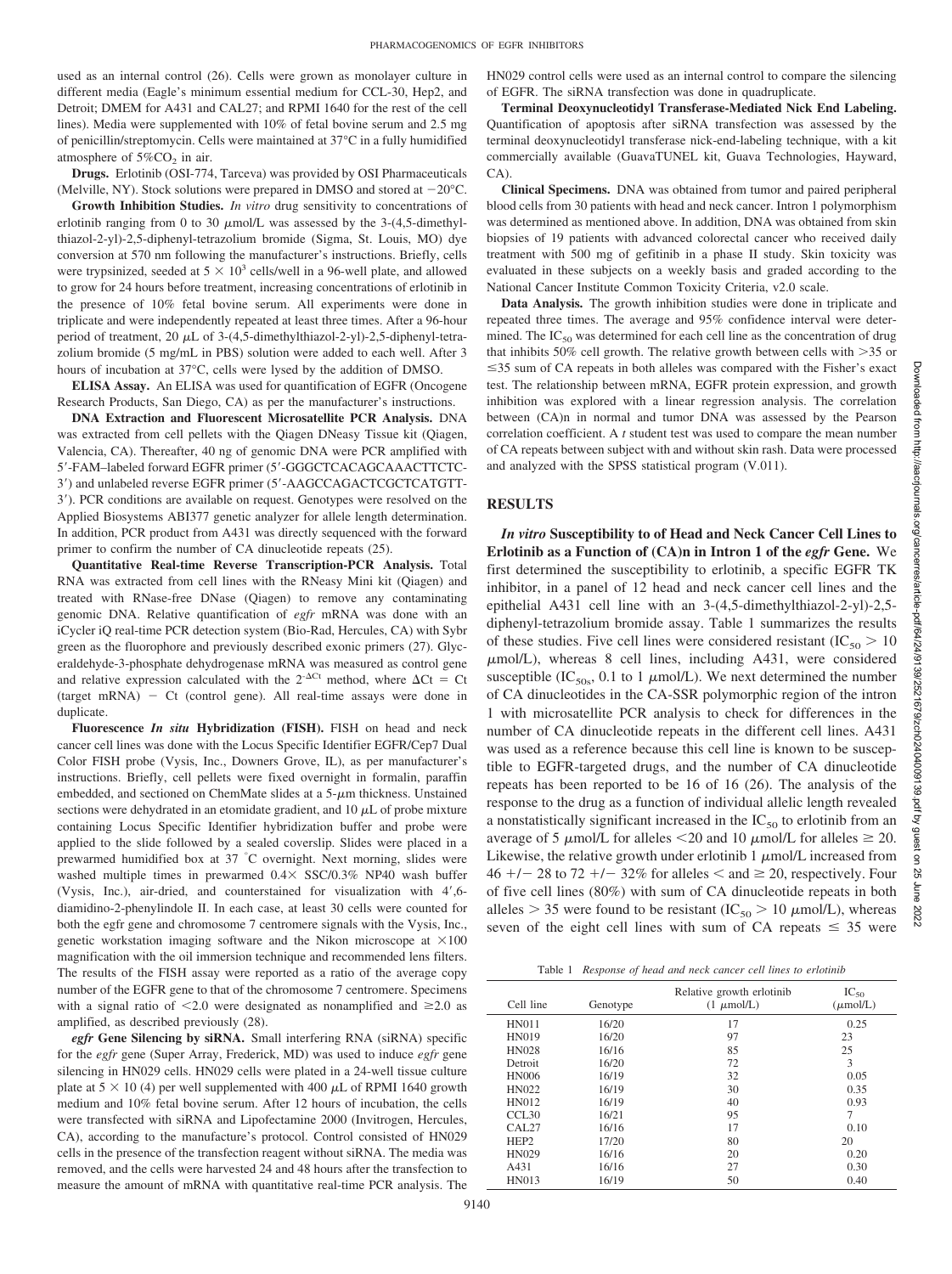used as an internal control (26). Cells were grown as monolayer culture in different media (Eagle's minimum essential medium for CCL-30, Hep2, and Detroit; DMEM for A431 and CAL27; and RPMI 1640 for the rest of the cell lines). Media were supplemented with 10% of fetal bovine serum and 2.5 mg of penicillin/streptomycin. Cells were maintained at 37°C in a fully humidified atmosphere of 5%$CO_2$ in air.

**Drugs.** Erlotinib (OSI-774, Tarceva) was provided by OSI Pharmaceuticals (Melville, NY). Stock solutions were prepared in DMSO and stored at −20°C.

**Growth Inhibition Studies.** *In vitro* drug sensitivity to concentrations of erlotinib ranging from 0 to 30 μmol/L was assessed by the 3-(4,5-dimethylthiazol-2-yl)-2,5-diphenyl-tetrazolium bromide (Sigma, St. Louis, MO) dye conversion at 570 nm following the manufacturer's instructions. Briefly, cells were trypsinized, seeded at $5 \times 10^3$ cells/well in a 96-well plate, and allowed to grow for 24 hours before treatment, increasing concentrations of erlotinib in the presence of 10% fetal bovine serum. All experiments were done in triplicate and were independently repeated at least three times. After a 96-hour period of treatment, 20 μL of 3-(4,5-dimethylthiazol-2-yl)-2,5-diphenyl-tetrazolium bromide (5 mg/mL in PBS) solution were added to each well. After 3 hours of incubation at 37°C, cells were lysed by the addition of DMSO.

**ELISA Assay.** An ELISA was used for quantification of EGFR (Oncogene Research Products, San Diego, CA) as per the manufacturer's instructions.

**DNA Extraction and Fluorescent Microsatellite PCR Analysis.** DNA was extracted from cell pellets with the Qiagen DNeasy Tissue kit (Qiagen, Valencia, CA). Thereafter, 40 ng of genomic DNA were PCR amplified with 5′-FAM–labeled forward EGFR primer (5′-GGGCTCACAGCAAACTTCTC-3′) and unlabeled reverse EGFR primer (5′-AAGCCAGACTCGCTCATGTT-3′). PCR conditions are available on request. Genotypes were resolved on the Applied Biosystems ABI377 genetic analyzer for allele length determination. In addition, PCR product from A431 was directly sequenced with the forward primer to confirm the number of CA dinucleotide repeats (25).

**Quantitative Real-time Reverse Transcription-PCR Analysis.** Total RNA was extracted from cell lines with the RNeasy Mini kit (Qiagen) and treated with RNase-free DNase (Qiagen) to remove any contaminating genomic DNA. Relative quantification of *egfr* mRNA was done with an iCycler iQ real-time PCR detection system (Bio-Rad, Hercules, CA) with Sybr green as the fluorophore and previously described exonic primers (27). Glyceraldehyde-3-phosphate dehydrogenase mRNA was measured as control gene and relative expression calculated with the $2^{-\Delta Ct}$ method, where $\Delta Ct = Ct$ (target mRNA) − Ct (control gene). All real-time assays were done in duplicate.

**Fluorescence *In situ* Hybridization (FISH).** FISH on head and neck cancer cell lines was done with the Locus Specific Identifier EGFR/Cep7 Dual Color FISH probe (Vysis, Inc., Downers Grove, IL), as per manufacturer's instructions. Briefly, cell pellets were fixed overnight in formalin, paraffin embedded, and sectioned on ChemMate slides at a 5-μm thickness. Unstained sections were dehydrated in an etomidate gradient, and 10 μL of probe mixture containing Locus Specific Identifier hybridization buffer and probe were applied to the slide followed by a sealed coverslip. Slides were placed in a prewarmed humidified box at 37 °C overnight. Next morning, slides were washed multiple times in prewarmed 0.4× SSC/0.3% NP40 wash buffer (Vysis, Inc.), air-dried, and counterstained for visualization with 4′,6-diamidino-2-phenylindole II. In each case, at least 30 cells were counted for both the egfr gene and chromosome 7 centromere signals with the Vysis, Inc., genetic workstation imaging software and the Nikon microscope at ×100 magnification with the oil immersion technique and recommended lens filters. The results of the FISH assay were reported as a ratio of the average copy number of the EGFR gene to that of the chromosome 7 centromere. Specimens with a signal ratio of <2.0 were designated as nonamplified and ≥2.0 as amplified, as described previously (28).

***egfr* Gene Silencing by siRNA.** Small interfering RNA (siRNA) specific for the *egfr* gene (Super Array, Frederick, MD) was used to induce *egfr* gene silencing in HN029 cells. HN029 cells were plated in a 24-well tissue culture plate at 5 × 10 (4) per well supplemented with 400 μL of RPMI 1640 growth medium and 10% fetal bovine serum. After 12 hours of incubation, the cells were transfected with siRNA and Lipofectamine 2000 (Invitrogen, Hercules, CA), according to the manufacture's protocol. Control consisted of HN029 cells in the presence of the transfection reagent without siRNA. The media was removed, and the cells were harvested 24 and 48 hours after the transfection to measure the amount of mRNA with quantitative real-time PCR analysis. The HN029 control cells were used as an internal control to compare the silencing of EGFR. The siRNA transfection was done in quadruplicate.

**Terminal Deoxynucleotidyl Transferase-Mediated Nick End Labeling.** Quantification of apoptosis after siRNA transfection was assessed by the terminal deoxynucleotidyl transferase nick-end-labeling technique, with a kit commercially available (GuavaTUNEL kit, Guava Technologies, Hayward, CA).

**Clinical Specimens.** DNA was obtained from tumor and paired peripheral blood cells from 30 patients with head and neck cancer. Intron 1 polymorphism was determined as mentioned above. In addition, DNA was obtained from skin biopsies of 19 patients with advanced colorectal cancer who received daily treatment with 500 mg of gefitinib in a phase II study. Skin toxicity was evaluated in these subjects on a weekly basis and graded according to the National Cancer Institute Common Toxicity Criteria, v2.0 scale.

**Data Analysis.** The growth inhibition studies were done in triplicate and repeated three times. The average and 95% confidence interval were determined. The $IC_{50}$ was determined for each cell line as the concentration of drug that inhibits 50% cell growth. The relative growth between cells with >35 or ≤35 sum of CA repeats in both alleles was compared with the Fisher's exact test. The relationship between mRNA, EGFR protein expression, and growth inhibition was explored with a linear regression analysis. The correlation between (CA)n in normal and tumor DNA was assessed by the Pearson correlation coefficient. A *t* student test was used to compare the mean number of CA repeats between subject with and without skin rash. Data were processed and analyzed with the SPSS statistical program (V.011).

## RESULTS

***In vitro* Susceptibility to of Head and Neck Cancer Cell Lines to Erlotinib as a Function of (CA)n in Intron 1 of the *egfr* Gene.** We first determined the susceptibility to erlotinib, a specific EGFR TK inhibitor, in a panel of 12 head and neck cancer cell lines and the epithelial A431 cell line with an 3-(4,5-dimethylthiazol-2-yl)-2,5-diphenyl-tetrazolium bromide assay. Table 1 summarizes the results of these studies. Five cell lines were considered resistant ($IC_{50}$ > 10 μmol/L), whereas 8 cell lines, including A431, were considered susceptible ($IC_{50s}$, 0.1 to 1 μmol/L). We next determined the number of CA dinucleotides in the CA-SSR polymorphic region of the intron 1 with microsatellite PCR analysis to check for differences in the number of CA dinucleotide repeats in the different cell lines. A431 was used as a reference because this cell line is known to be susceptible to EGFR-targeted drugs, and the number of CA dinucleotide repeats has been reported to be 16 of 16 (26). The analysis of the response to the drug as a function of individual allelic length revealed a nonstatistically significant increased in the $IC_{50}$ to erlotinib from an average of 5 μmol/L for alleles <20 and 10 μmol/L for alleles ≥ 20. Likewise, the relative growth under erlotinib 1 μmol/L increased from 46 +/− 28 to 72 +/− 32% for alleles < and ≥ 20, respectively. Four of five cell lines (80%) with sum of CA dinucleotide repeats in both alleles > 35 were found to be resistant ($IC_{50}$ > 10 μmol/L), whereas seven of the eight cell lines with sum of CA repeats ≤ 35 were

Table 1 *Response of head and neck cancer cell lines to erlotinib*

| Cell line | Genotype | Relative growth erlotinib (1 μmol/L) | $IC_{50}$ (μmol/L) |
|---|---|---|---|
| HN011 | 16/20 | 17 | 0.25 |
| HN019 | 16/20 | 97 | 23 |
| HN028 | 16/16 | 85 | 25 |
| Detroit | 16/20 | 72 | 3 |
| HN006 | 16/19 | 32 | 0.05 |
| HN022 | 16/19 | 30 | 0.35 |
| HN012 | 16/19 | 40 | 0.93 |
| CCL30 | 16/21 | 95 | 7 |
| CAL27 | 16/16 | 17 | 0.10 |
| HEP2 | 17/20 | 80 | 20 |
| HN029 | 16/16 | 20 | 0.20 |
| A431 | 16/16 | 27 | 0.30 |
| HN013 | 16/19 | 50 | 0.40 |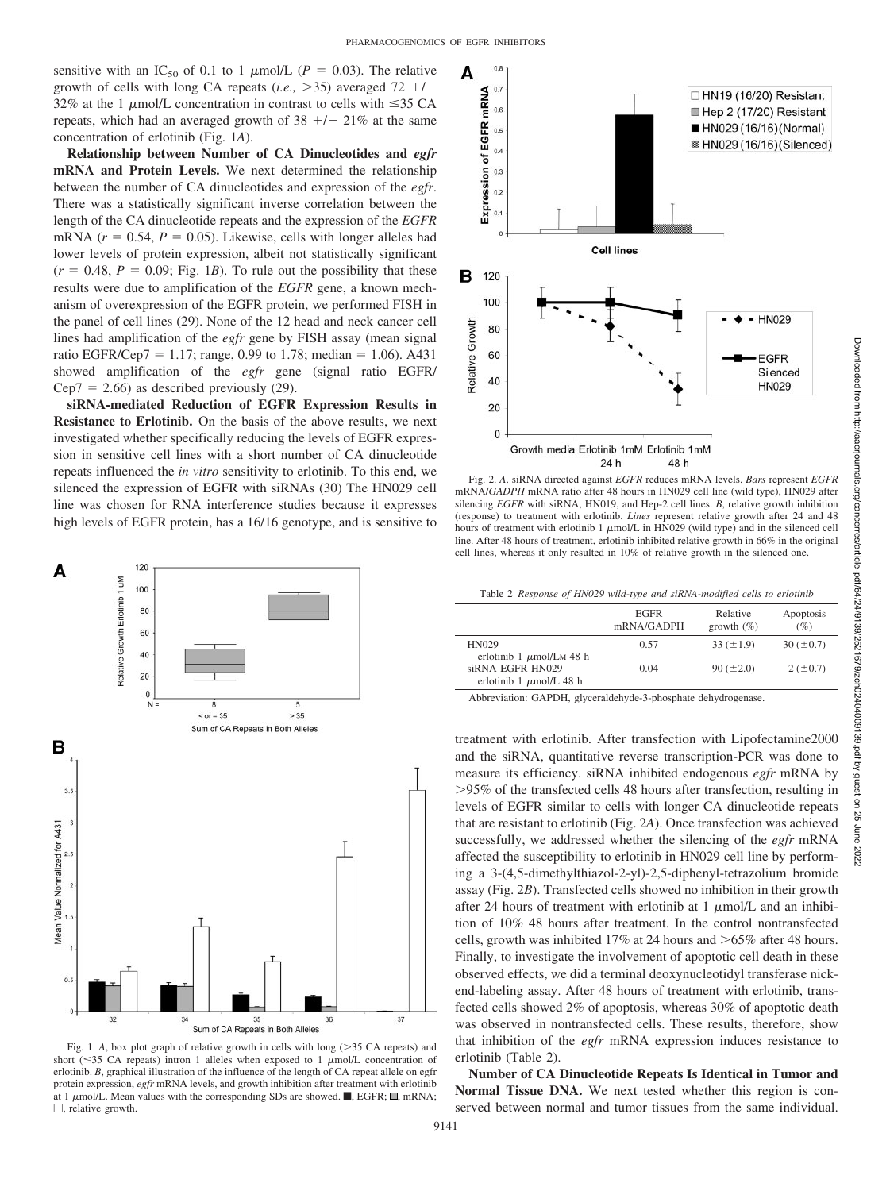sensitive with an $IC_{50}$ of 0.1 to 1 μmol/L ($P = 0.03$). The relative growth of cells with long CA repeats (*i.e.,* >35) averaged 72 +/− 32% at the 1 μmol/L concentration in contrast to cells with ≤35 CA repeats, which had an averaged growth of 38 +/− 21% at the same concentration of erlotinib (Fig. 1*A*).

**Relationship between Number of CA Dinucleotides and *egfr* mRNA and Protein Levels.** We next determined the relationship between the number of CA dinucleotides and expression of the *egfr*. There was a statistically significant inverse correlation between the length of the CA dinucleotide repeats and the expression of the *EGFR* mRNA ($r = 0.54$, $P = 0.05$). Likewise, cells with longer alleles had lower levels of protein expression, albeit not statistically significant ($r = 0.48$, $P = 0.09$; Fig. 1*B*). To rule out the possibility that these results were due to amplification of the *EGFR* gene, a known mechanism of overexpression of the EGFR protein, we performed FISH in the panel of cell lines (29). None of the 12 head and neck cancer cell lines had amplification of the *egfr* gene by FISH assay (mean signal ratio EGFR/Cep7 = 1.17; range, 0.99 to 1.78; median = 1.06). A431 showed amplification of the *egfr* gene (signal ratio EGFR/Cep7 = 2.66) as described previously (29).

**siRNA-mediated Reduction of EGFR Expression Results in Resistance to Erlotinib.** On the basis of the above results, we next investigated whether specifically reducing the levels of EGFR expression in sensitive cell lines with a short number of CA dinucleotide repeats influenced the *in vitro* sensitivity to erlotinib. To this end, we silenced the expression of EGFR with siRNAs (30) The HN029 cell line was chosen for RNA interference studies because it expresses high levels of EGFR protein, has a 16/16 genotype, and is sensitive to treatment with erlotinib. After transfection with Lipofectamine2000 and the siRNA, quantitative reverse transcription-PCR was done to measure its efficiency. siRNA inhibited endogenous *egfr* mRNA by >95% of the transfected cells 48 hours after transfection, resulting in levels of EGFR similar to cells with longer CA dinucleotide repeats that are resistant to erlotinib (Fig. 2*A*). Once transfection was achieved successfully, we addressed whether the silencing of the *egfr* mRNA affected the susceptibility to erlotinib in HN029 cell line by performing a 3-(4,5-dimethylthiazol-2-yl)-2,5-diphenyl-tetrazolium bromide assay (Fig. 2*B*). Transfected cells showed no inhibition in their growth after 24 hours of treatment with erlotinib at 1 μmol/L and an inhibition of 10% 48 hours after treatment. In the control nontransfected cells, growth was inhibited 17% at 24 hours and >65% after 48 hours. Finally, to investigate the involvement of apoptotic cell death in these observed effects, we did a terminal deoxynucleotidyl transferase nick-end-labeling assay. After 48 hours of treatment with erlotinib, transfected cells showed 2% of apoptosis, whereas 30% of apoptotic death was observed in nontransfected cells. These results, therefore, show that inhibition of the *egfr* mRNA expression induces resistance to erlotinib (Table 2).

**Number of CA Dinucleotide Repeats Is Identical in Tumor and Normal Tissue DNA.** We next tested whether this region is conserved between normal and tumor tissues from the same individual.

A

Relative Growth Erlotinib 1 uM

N = 8, < or = 35; 5, > 35

Sum of CA Repeats in Both Alleles

B

Mean Value Normalized for A431

Sum of CA Repeats in Both Alleles

32 34 35 36 37

Fig. 1. *A*, box plot graph of relative growth in cells with long (>35 CA repeats) and short (≤35 CA repeats) intron 1 alleles when exposed to 1 μmol/L concentration of erlotinib. *B*, graphical illustration of the influence of the length of CA repeat allele on egfr protein expression, *egfr* mRNA levels, and growth inhibition after treatment with erlotinib at 1 μmol/L. Mean values with the corresponding SDs are showed. ■, EGFR; ▨, mRNA; □, relative growth.

A

Expression of EGFR mRNA

HN19 (16/20) Resistant
Hep 2 (17/20) Resistant
HN029 (16/16)(Normal)
HN029 (16/16)(Silenced)

Cell lines

B

Relative Growth

HN029
EGFR Silenced HN029

Growth media Erlotinib 1mM 24 h Erlotinib 1mM 48 h

Fig. 2. *A*. siRNA directed against *EGFR* reduces mRNA levels. *Bars* represent *EGFR* mRNA/*GADPH* mRNA ratio after 48 hours in HN029 cell line (wild type), HN029 after silencing *EGFR* with siRNA, HN019, and Hep-2 cell lines. *B*, relative growth inhibition (response) to treatment with erlotinib. *Lines* represent relative growth after 24 and 48 hours of treatment with erlotinib 1 μmol/L in HN029 (wild type) and in the silenced cell line. After 48 hours of treatment, erlotinib inhibited relative growth in 66% in the original cell lines, whereas it only resulted in 10% of relative growth in the silenced one.

Table 2 *Response of HN029 wild-type and siRNA-modified cells to erlotinib*

| | EGFR mRNA/GADPH | Relative growth (%) | Apoptosis (%) |
|---|---|---|---|
| HN029 erlotinib 1 μmol/LM 48 h | 0.57 | 33 (±1.9) | 30 (±0.7) |
| siRNA EGFR HN029 erlotinib 1 μmol/L 48 h | 0.04 | 90 (±2.0) | 2 (±0.7) |

Abbreviation: GAPDH, glyceraldehyde-3-phosphate dehydrogenase.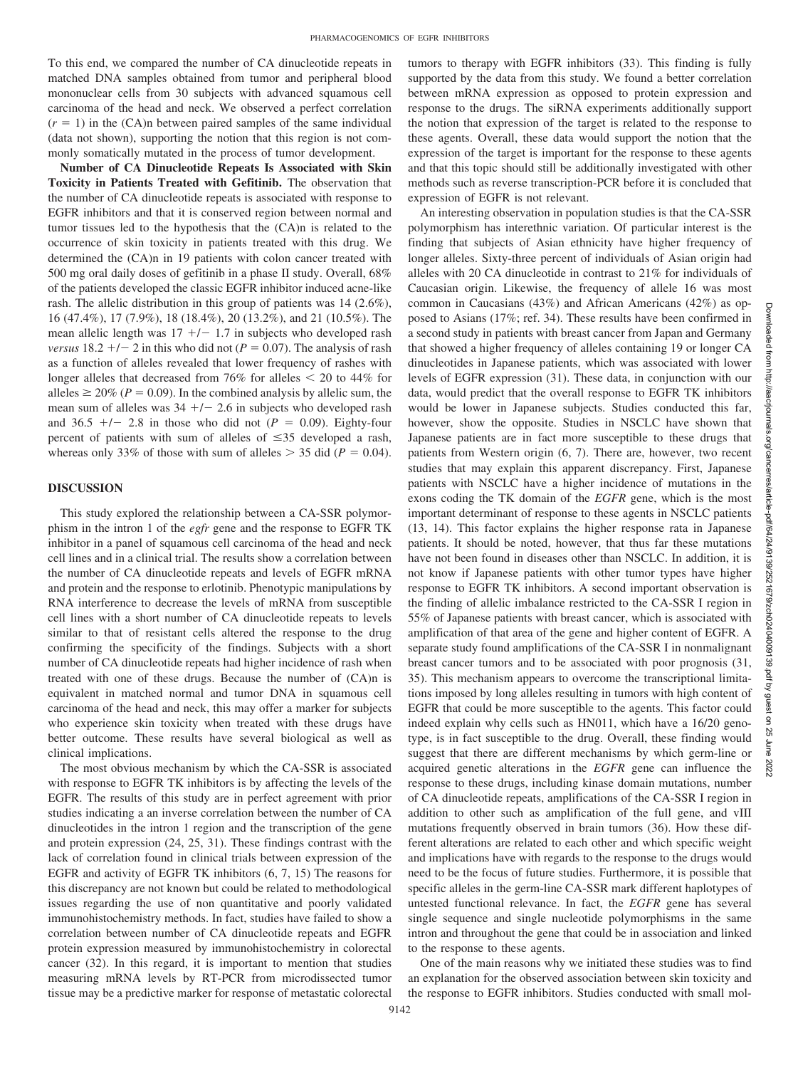To this end, we compared the number of CA dinucleotide repeats in matched DNA samples obtained from tumor and peripheral blood mononuclear cells from 30 subjects with advanced squamous cell carcinoma of the head and neck. We observed a perfect correlation ($r = 1$) in the (CA)n between paired samples of the same individual (data not shown), supporting the notion that this region is not commonly somatically mutated in the process of tumor development.

**Number of CA Dinucleotide Repeats Is Associated with Skin Toxicity in Patients Treated with Gefitinib.** The observation that the number of CA dinucleotide repeats is associated with response to EGFR inhibitors and that it is conserved region between normal and tumor tissues led to the hypothesis that the (CA)n is related to the occurrence of skin toxicity in patients treated with this drug. We determined the (CA)n in 19 patients with colon cancer treated with 500 mg oral daily doses of gefitinib in a phase II study. Overall, 68% of the patients developed the classic EGFR inhibitor induced acne-like rash. The allelic distribution in this group of patients was 14 (2.6%), 16 (47.4%), 17 (7.9%), 18 (18.4%), 20 (13.2%), and 21 (10.5%). The mean allelic length was 17 +/− 1.7 in subjects who developed rash *versus* 18.2 +/− 2 in this who did not ($P = 0.07$). The analysis of rash as a function of alleles revealed that lower frequency of rashes with longer alleles that decreased from 76% for alleles < 20 to 44% for alleles ≥ 20% ($P = 0.09$). In the combined analysis by allelic sum, the mean sum of alleles was 34 +/− 2.6 in subjects who developed rash and 36.5 +/− 2.8 in those who did not ($P = 0.09$). Eighty-four percent of patients with sum of alleles of ≤35 developed a rash, whereas only 33% of those with sum of alleles > 35 did ($P = 0.04$).

## DISCUSSION

This study explored the relationship between a CA-SSR polymorphism in the intron 1 of the *egfr* gene and the response to EGFR TK inhibitor in a panel of squamous cell carcinoma of the head and neck cell lines and in a clinical trial. The results show a correlation between the number of CA dinucleotide repeats and levels of EGFR mRNA and protein and the response to erlotinib. Phenotypic manipulations by RNA interference to decrease the levels of mRNA from susceptible cell lines with a short number of CA dinucleotide repeats to levels similar to that of resistant cells altered the response to the drug confirming the specificity of the findings. Subjects with a short number of CA dinucleotide repeats had higher incidence of rash when treated with one of these drugs. Because the number of (CA)n is equivalent in matched normal and tumor DNA in squamous cell carcinoma of the head and neck, this may offer a marker for subjects who experience skin toxicity when treated with these drugs have better outcome. These results have several biological as well as clinical implications.

The most obvious mechanism by which the CA-SSR is associated with response to EGFR TK inhibitors is by affecting the levels of the EGFR. The results of this study are in perfect agreement with prior studies indicating a an inverse correlation between the number of CA dinucleotides in the intron 1 region and the transcription of the gene and protein expression (24, 25, 31). These findings contrast with the lack of correlation found in clinical trials between expression of the EGFR and activity of EGFR TK inhibitors (6, 7, 15) The reasons for this discrepancy are not known but could be related to methodological issues regarding the use of non quantitative and poorly validated immunohistochemistry methods. In fact, studies have failed to show a correlation between number of CA dinucleotide repeats and EGFR protein expression measured by immunohistochemistry in colorectal cancer (32). In this regard, it is important to mention that studies measuring mRNA levels by RT-PCR from microdissected tumor tissue may be a predictive marker for response of metastatic colorectal tumors to therapy with EGFR inhibitors (33). This finding is fully supported by the data from this study. We found a better correlation between mRNA expression as opposed to protein expression and response to the drugs. The siRNA experiments additionally support the notion that expression of the target is related to the response to these agents. Overall, these data would support the notion that the expression of the target is important for the response to these agents and that this topic should still be additionally investigated with other methods such as reverse transcription-PCR before it is concluded that expression of EGFR is not relevant.

An interesting observation in population studies is that the CA-SSR polymorphism has interethnic variation. Of particular interest is the finding that subjects of Asian ethnicity have higher frequency of longer alleles. Sixty-three percent of individuals of Asian origin had alleles with 20 CA dinucleotide in contrast to 21% for individuals of Caucasian origin. Likewise, the frequency of allele 16 was most common in Caucasians (43%) and African Americans (42%) as opposed to Asians (17%; ref. 34). These results have been confirmed in a second study in patients with breast cancer from Japan and Germany that showed a higher frequency of alleles containing 19 or longer CA dinucleotides in Japanese patients, which was associated with lower levels of EGFR expression (31). These data, in conjunction with our data, would predict that the overall response to EGFR TK inhibitors would be lower in Japanese subjects. Studies conducted this far, however, show the opposite. Studies in NSCLC have shown that Japanese patients are in fact more susceptible to these drugs that patients from Western origin (6, 7). There are, however, two recent studies that may explain this apparent discrepancy. First, Japanese patients with NSCLC have a higher incidence of mutations in the exons coding the TK domain of the *EGFR* gene, which is the most important determinant of response to these agents in NSCLC patients (13, 14). This factor explains the higher response rata in Japanese patients. It should be noted, however, that thus far these mutations have not been found in diseases other than NSCLC. In addition, it is not know if Japanese patients with other tumor types have higher response to EGFR TK inhibitors. A second important observation is the finding of allelic imbalance restricted to the CA-SSR I region in 55% of Japanese patients with breast cancer, which is associated with amplification of that area of the gene and higher content of EGFR. A separate study found amplifications of the CA-SSR I in nonmalignant breast cancer tumors and to be associated with poor prognosis (31, 35). This mechanism appears to overcome the transcriptional limitations imposed by long alleles resulting in tumors with high content of EGFR that could be more susceptible to the agents. This factor could indeed explain why cells such as HN011, which have a 16/20 genotype, is in fact susceptible to the drug. Overall, these finding would suggest that there are different mechanisms by which germ-line or acquired genetic alterations in the *EGFR* gene can influence the response to these drugs, including kinase domain mutations, number of CA dinucleotide repeats, amplifications of the CA-SSR I region in addition to other such as amplification of the full gene, and vIII mutations frequently observed in brain tumors (36). How these different alterations are related to each other and which specific weight and implications have with regards to the response to the drugs would need to be the focus of future studies. Furthermore, it is possible that specific alleles in the germ-line CA-SSR mark different haplotypes of untested functional relevance. In fact, the *EGFR* gene has several single sequence and single nucleotide polymorphisms in the same intron and throughout the gene that could be in association and linked to the response to these agents.

One of the main reasons why we initiated these studies was to find an explanation for the observed association between skin toxicity and the response to EGFR inhibitors. Studies conducted with small mol-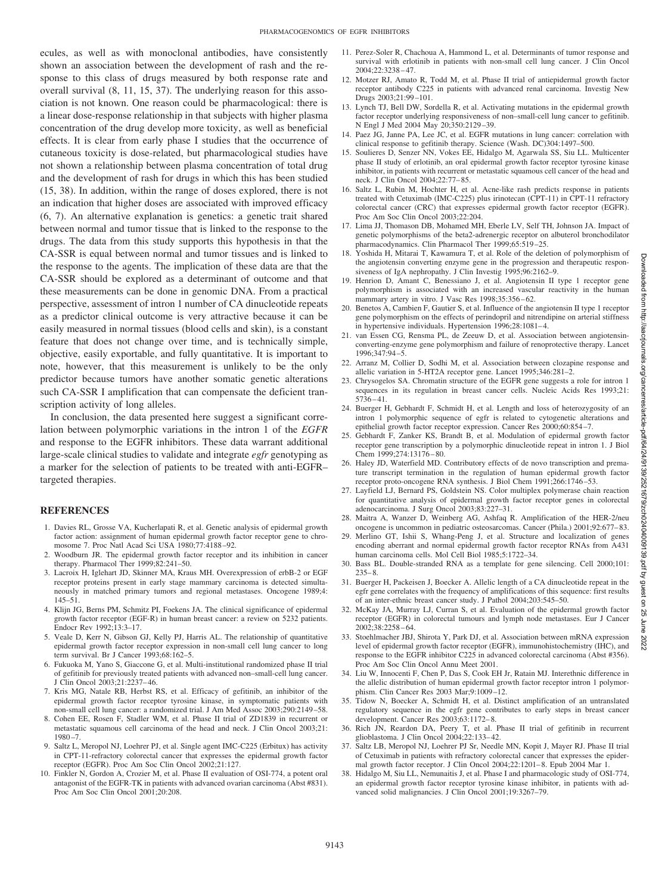ecules, as well as with monoclonal antibodies, have consistently shown an association between the development of rash and the response to this class of drugs measured by both response rate and overall survival (8, 11, 15, 37). The underlying reason for this association is not known. One reason could be pharmacological: there is a linear dose-response relationship in that subjects with higher plasma concentration of the drug develop more toxicity, as well as beneficial effects. It is clear from early phase I studies that the occurrence of cutaneous toxicity is dose-related, but pharmacological studies have not shown a relationship between plasma concentration of total drug and the development of rash for drugs in which this has been studied (15, 38). In addition, within the range of doses explored, there is not an indication that higher doses are associated with improved efficacy (6, 7). An alternative explanation is genetics: a genetic trait shared between normal and tumor tissue that is linked to the response to the drugs. The data from this study supports this hypothesis in that the CA-SSR is equal between normal and tumor tissues and is linked to the response to the agents. The implication of these data are that the CA-SSR should be explored as a determinant of outcome and that these measurements can be done in genomic DNA. From a practical perspective, assessment of intron 1 number of CA dinucleotide repeats as a predictor clinical outcome is very attractive because it can be easily measured in normal tissues (blood cells and skin), is a constant feature that does not change over time, and is technically simple, objective, easily exportable, and fully quantitative. It is important to note, however, that this measurement is unlikely to be the only predictor because tumors have another somatic genetic alterations such CA-SSR I amplification that can compensate the deficient transcription activity of long alleles.

In conclusion, the data presented here suggest a significant correlation between polymorphic variations in the intron 1 of the *EGFR* and response to the EGFR inhibitors. These data warrant additional large-scale clinical studies to validate and integrate *egfr* genotyping as a marker for the selection of patients to be treated with anti-EGFR–targeted therapies.

## REFERENCES

1. Davies RL, Grosse VA, Kucherlapati R, et al. Genetic analysis of epidermal growth factor action: assignment of human epidermal growth factor receptor gene to chromosome 7. Proc Natl Acad Sci USA 1980;77:4188–92.
2. Woodburn JR. The epidermal growth factor receptor and its inhibition in cancer therapy. Pharmacol Ther 1999;82:241–50.
3. Lacroix H, Iglehart JD, Skinner MA, Kraus MH. Overexpression of erbB-2 or EGF receptor proteins present in early stage mammary carcinoma is detected simultaneously in matched primary tumors and regional metastases. Oncogene 1989;4:145–51.
4. Klijn JG, Berns PM, Schmitz PI, Foekens JA. The clinical significance of epidermal growth factor receptor (EGF-R) in human breast cancer: a review on 5232 patients. Endocr Rev 1992;13:3–17.
5. Veale D, Kerr N, Gibson GJ, Kelly PJ, Harris AL. The relationship of quantitative epidermal growth factor receptor expression in non-small cell lung cancer to long term survival. Br J Cancer 1993;68:162–5.
6. Fukuoka M, Yano S, Giaccone G, et al. Multi-institutional randomized phase II trial of gefitinib for previously treated patients with advanced non–small-cell lung cancer. J Clin Oncol 2003;21:2237–46.
7. Kris MG, Natale RB, Herbst RS, et al. Efficacy of gefitinib, an inhibitor of the epidermal growth factor receptor tyrosine kinase, in symptomatic patients with non-small cell lung cancer: a randomized trial. J Am Med Assoc 2003;290:2149–58.
8. Cohen EE, Rosen F, Stadler WM, et al. Phase II trial of ZD1839 in recurrent or metastatic squamous cell carcinoma of the head and neck. J Clin Oncol 2003;21:1980–7.
9. Saltz L, Meropol NJ, Loehrer PJ, et al. Single agent IMC-C225 (Erbitux) has activity in CPT-11-refractory colorectal cancer that expresses the epidermal growth factor receptor (EGFR). Proc Am Soc Clin Oncol 2002;21:127.
10. Finkler N, Gordon A, Crozier M, et al. Phase II evaluation of OSI-774, a potent oral antagonist of the EGFR-TK in patients with advanced ovarian carcinoma (Abst #831). Proc Am Soc Clin Oncol 2001;20:208.
11. Perez-Soler R, Chachoua A, Hammond L, et al. Determinants of tumor response and survival with erlotinib in patients with non-small cell lung cancer. J Clin Oncol 2004;22:3238–47.
12. Motzer RJ, Amato R, Todd M, et al. Phase II trial of antiepidermal growth factor receptor antibody C225 in patients with advanced renal carcinoma. Investig New Drugs 2003;21:99–101.
13. Lynch TJ, Bell DW, Sordella R, et al. Activating mutations in the epidermal growth factor receptor underlying responsiveness of non–small-cell lung cancer to gefitinib. N Engl J Med 2004 May 20;350:2129–39.
14. Paez JG, Janne PA, Lee JC, et al. EGFR mutations in lung cancer: correlation with clinical response to gefitinib therapy. Science (Wash. DC)304:1497–500.
15. Soulieres D, Senzer NN, Vokes EE, Hidalgo M, Agarwala SS, Siu LL. Multicenter phase II study of erlotinib, an oral epidermal growth factor receptor tyrosine kinase inhibitor, in patients with recurrent or metastatic squamous cell cancer of the head and neck. J Clin Oncol 2004;22:77–85.
16. Saltz L, Rubin M, Hochter H, et al. Acne-like rash predicts response in patients treated with Cetuximab (IMC-C225) plus irinotecan (CPT-11) in CPT-11 refractory colorectal cancer (CRC) that expresses epidermal growth factor receptor (EGFR). Proc Am Soc Clin Oncol 2003;22:204.
17. Lima JJ, Thomason DB, Mohamed MH, Eberle LV, Self TH, Johnson JA. Impact of genetic polymorphisms of the beta2-adrenergic receptor on albuterol bronchodilator pharmacodynamics. Clin Pharmacol Ther 1999;65:519–25.
18. Yoshida H, Mitarai T, Kawamura T, et al. Role of the deletion of polymorphism of the angiotensin converting enzyme gene in the progression and therapeutic responsiveness of IgA nephropathy. J Clin Investig 1995;96:2162–9.
19. Henrion D, Amant C, Benessiano J, et al. Angiotensin II type 1 receptor gene polymorphism is associated with an increased vascular reactivity in the human mammary artery in vitro. J Vasc Res 1998;35:356–62.
20. Benetos A, Cambien F, Gautier S, et al. Influence of the angiotensin II type 1 receptor gene polymorphism on the effects of perindopril and nitrendipine on arterial stiffness in hypertensive individuals. Hypertension 1996;28:1081–4.
21. van Essen CG, Rensma PL, de Zeeuw D, et al. Association between angiotensin-converting-enzyme gene polymorphism and failure of renoprotective therapy. Lancet 1996;347:94–5.
22. Arranz M, Collier D, Sodhi M, et al. Association between clozapine response and allelic variation in 5-HT2A receptor gene. Lancet 1995;346:281–2.
23. Chrysogelos SA. Chromatin structure of the EGFR gene suggests a role for intron 1 sequences in its regulation in breast cancer cells. Nucleic Acids Res 1993;21:5736–41.
24. Buerger H, Gebhardt F, Schmidt H, et al. Length and loss of heterozygosity of an intron 1 polymorphic sequence of egfr is related to cytogenetic alterations and epithelial growth factor receptor expression. Cancer Res 2000;60:854–7.
25. Gebhardt F, Zanker KS, Brandt B, et al. Modulation of epidermal growth factor receptor gene transcription by a polymorphic dinucleotide repeat in intron 1. J Biol Chem 1999;274:13176–80.
26. Haley JD, Waterfield MD. Contributory effects of de novo transcription and premature transcript termination in the regulation of human epidermal growth factor receptor proto-oncogene RNA synthesis. J Biol Chem 1991;266:1746–53.
27. Layfield LJ, Bernard PS, Goldstein NS. Color multiplex polymerase chain reaction for quantitative analysis of epidermal growth factor receptor genes in colorectal adenocarcinoma. J Surg Oncol 2003;83:227–31.
28. Maitra A, Wanzer D, Weinberg AG, Ashfaq R. Amplification of the HER-2/neu oncogene is uncommon in pediatric osteosarcomas. Cancer (Phila.) 2001;92:677–83.
29. Merlino GT, Ishii S, Whang-Peng J, et al. Structure and localization of genes encoding aberrant and normal epidermal growth factor receptor RNAs from A431 human carcinoma cells. Mol Cell Biol 1985;5:1722–34.
30. Bass BL. Double-stranded RNA as a template for gene silencing. Cell 2000;101:235–8.
31. Buerger H, Packeisen J, Boecker A. Allelic length of a CA dinucleotide repeat in the egfr gene correlates with the frequency of amplifications of this sequence: first results of an inter-ethnic breast cancer study. J Pathol 2004;203:545–50.
32. McKay JA, Murray LJ, Curran S, et al. Evaluation of the epidermal growth factor receptor (EGFR) in colorectal tumours and lymph node metastases. Eur J Cancer 2002;38:2258–64.
33. Stoehlmacher JBJ, Shirota Y, Park DJ, et al. Association between mRNA expression level of epidermal growth factor receptor (EGFR), immunohistochemistry (IHC), and response to the EGFR inhibitor C225 in advanced colorectal carcinoma (Abst #356). Proc Am Soc Clin Oncol Annu Meet 2001.
34. Liu W, Innocenti F, Chen P, Das S, Cook EH Jr, Ratain MJ. Interethnic difference in the allelic distribution of human epidermal growth factor receptor intron 1 polymorphism. Clin Cancer Res 2003 Mar;9:1009–12.
35. Tidow N, Boecker A, Schmidt H, et al. Distinct amplification of an untranslated regulatory sequence in the egfr gene contributes to early steps in breast cancer development. Cancer Res 2003;63:1172–8.
36. Rich JN, Reardon DA, Peery T, et al. Phase II trial of gefitinib in recurrent glioblastoma. J Clin Oncol 2004;22:133–42.
37. Saltz LB, Meropol NJ, Loehrer PJ Sr, Needle MN, Kopit J, Mayer RJ. Phase II trial of Cetuximab in patients with refractory colorectal cancer that expresses the epidermal growth factor receptor. J Clin Oncol 2004;22:1201–8. Epub 2004 Mar 1.
38. Hidalgo M, Siu LL, Nemunaitis J, et al. Phase I and pharmacologic study of OSI-774, an epidermal growth factor receptor tyrosine kinase inhibitor, in patients with advanced solid malignancies. J Clin Oncol 2001;19:3267–79.